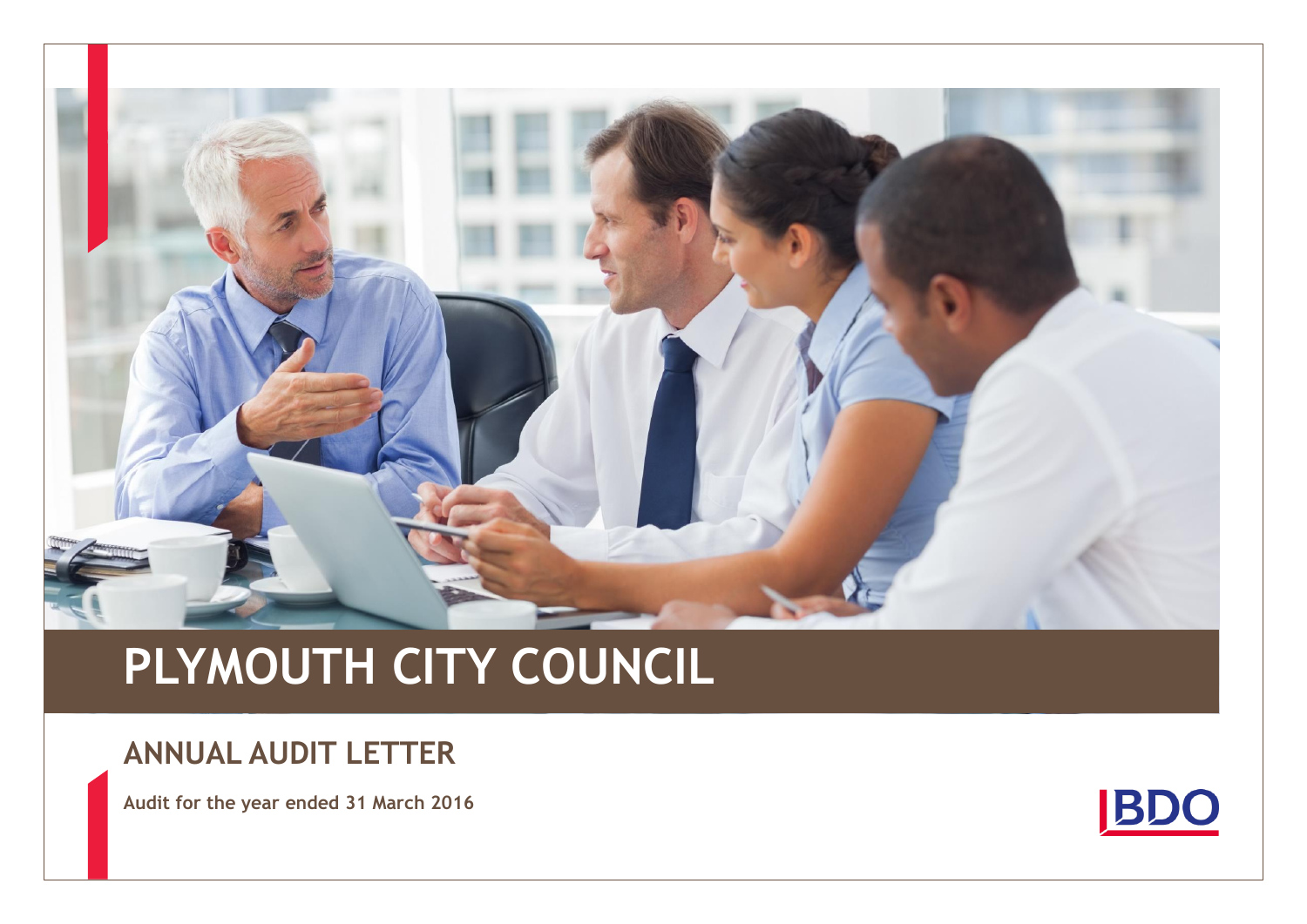# PLYMOUTH CITY COUNCIL

## ANNUAL AUDIT LETTER

**Audit for the year ended 31 March 2016**

BDO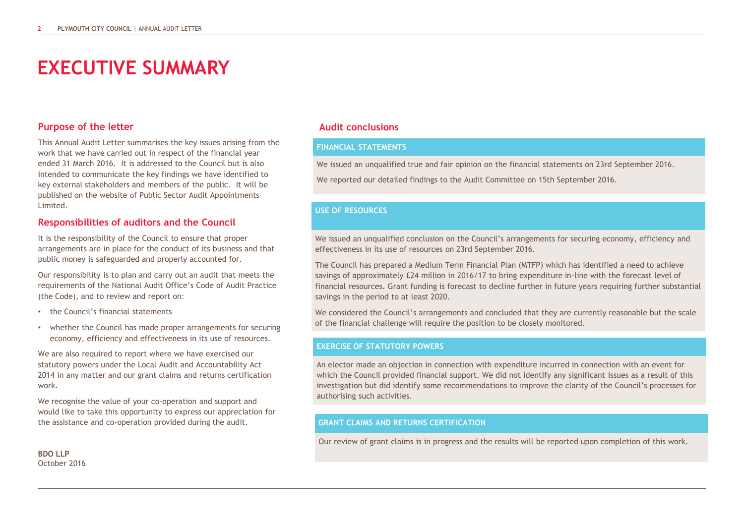# EXECUTIVE SUMMARY

## Purpose of the letter

This Annual Audit Letter summarises the key issues arising from the work that we have carried out in respect of the financial year ended 31 March 2016. It is addressed to the Council but is also intended to communicate the key findings we have identified to key external stakeholders and members of the public. It will be published on the website of Public Sector Audit Appointments Limited.

## Responsibilities of auditors and the Council

It is the responsibility of the Council to ensure that proper arrangements are in place for the conduct of its business and that public money is safeguarded and properly accounted for.

Our responsibility is to plan and carry out an audit that meets the requirements of the National Audit Office's Code of Audit Practice (the Code), and to review and report on:

- the Council's financial statements
- whether the Council has made proper arrangements for securing economy, efficiency and effectiveness in its use of resources.

We are also required to report where we have exercised our statutory powers under the Local Audit and Accountability Act 2014 in any matter and our grant claims and returns certification work.

We recognise the value of your co-operation and support and would like to take this opportunity to express our appreciation for the assistance and co-operation provided during the audit.

**BDO LLP**
October 2016

## Audit conclusions

### FINANCIAL STATEMENTS

We issued an unqualified true and fair opinion on the financial statements on 23rd September 2016.

We reported our detailed findings to the Audit Committee on 15th September 2016.

### USE OF RESOURCES

We issued an unqualified conclusion on the Council's arrangements for securing economy, efficiency and effectiveness in its use of resources on 23rd September 2016.

The Council has prepared a Medium Term Financial Plan (MTFP) which has identified a need to achieve savings of approximately £24 million in 2016/17 to bring expenditure in-line with the forecast level of financial resources. Grant funding is forecast to decline further in future years requiring further substantial savings in the period to at least 2020.

We considered the Council's arrangements and concluded that they are currently reasonable but the scale of the financial challenge will require the position to be closely monitored.

### EXERCISE OF STATUTORY POWERS

An elector made an objection in connection with expenditure incurred in connection with an event for which the Council provided financial support. We did not identify any significant issues as a result of this investigation but did identify some recommendations to improve the clarity of the Council's processes for authorising such activities.

### GRANT CLAIMS AND RETURNS CERTIFICATION

Our review of grant claims is in progress and the results will be reported upon completion of this work.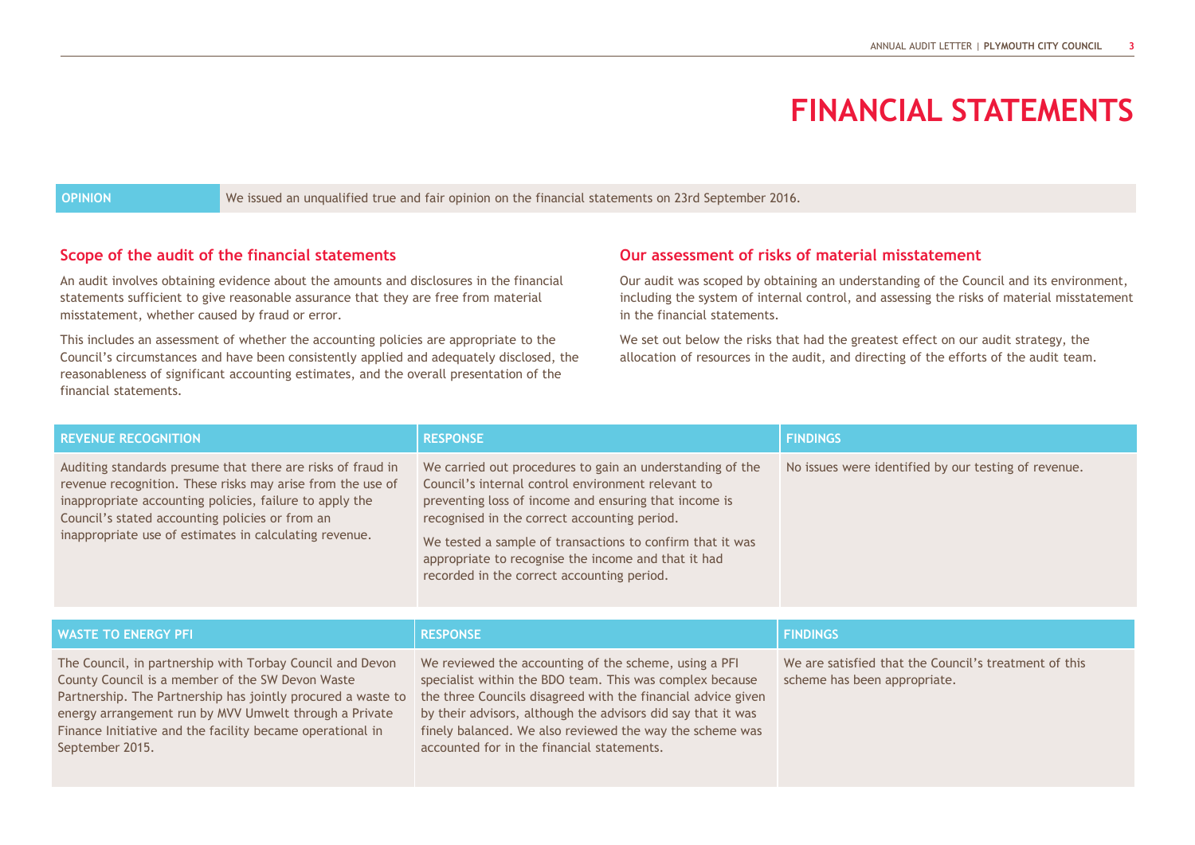# FINANCIAL STATEMENTS

| OPINION | We issued an unqualified true and fair opinion on the financial statements on 23rd September 2016. |
| --- | --- |

## Scope of the audit of the financial statements

An audit involves obtaining evidence about the amounts and disclosures in the financial statements sufficient to give reasonable assurance that they are free from material misstatement, whether caused by fraud or error.

This includes an assessment of whether the accounting policies are appropriate to the Council's circumstances and have been consistently applied and adequately disclosed, the reasonableness of significant accounting estimates, and the overall presentation of the financial statements.

## Our assessment of risks of material misstatement

Our audit was scoped by obtaining an understanding of the Council and its environment, including the system of internal control, and assessing the risks of material misstatement in the financial statements.

We set out below the risks that had the greatest effect on our audit strategy, the allocation of resources in the audit, and directing of the efforts of the audit team.

| REVENUE RECOGNITION | RESPONSE | FINDINGS |
| --- | --- | --- |
| Auditing standards presume that there are risks of fraud in revenue recognition. These risks may arise from the use of inappropriate accounting policies, failure to apply the Council's stated accounting policies or from an inappropriate use of estimates in calculating revenue. | We carried out procedures to gain an understanding of the Council's internal control environment relevant to preventing loss of income and ensuring that income is recognised in the correct accounting period.<br><br>We tested a sample of transactions to confirm that it was appropriate to recognise the income and that it had recorded in the correct accounting period. | No issues were identified by our testing of revenue. |

| WASTE TO ENERGY PFI | RESPONSE | FINDINGS |
| --- | --- | --- |
| The Council, in partnership with Torbay Council and Devon County Council is a member of the SW Devon Waste Partnership. The Partnership has jointly procured a waste to energy arrangement run by MVV Umwelt through a Private Finance Initiative and the facility became operational in September 2015. | We reviewed the accounting of the scheme, using a PFI specialist within the BDO team. This was complex because the three Councils disagreed with the financial advice given by their advisors, although the advisors did say that it was finely balanced. We also reviewed the way the scheme was accounted for in the financial statements. | We are satisfied that the Council's treatment of this scheme has been appropriate. |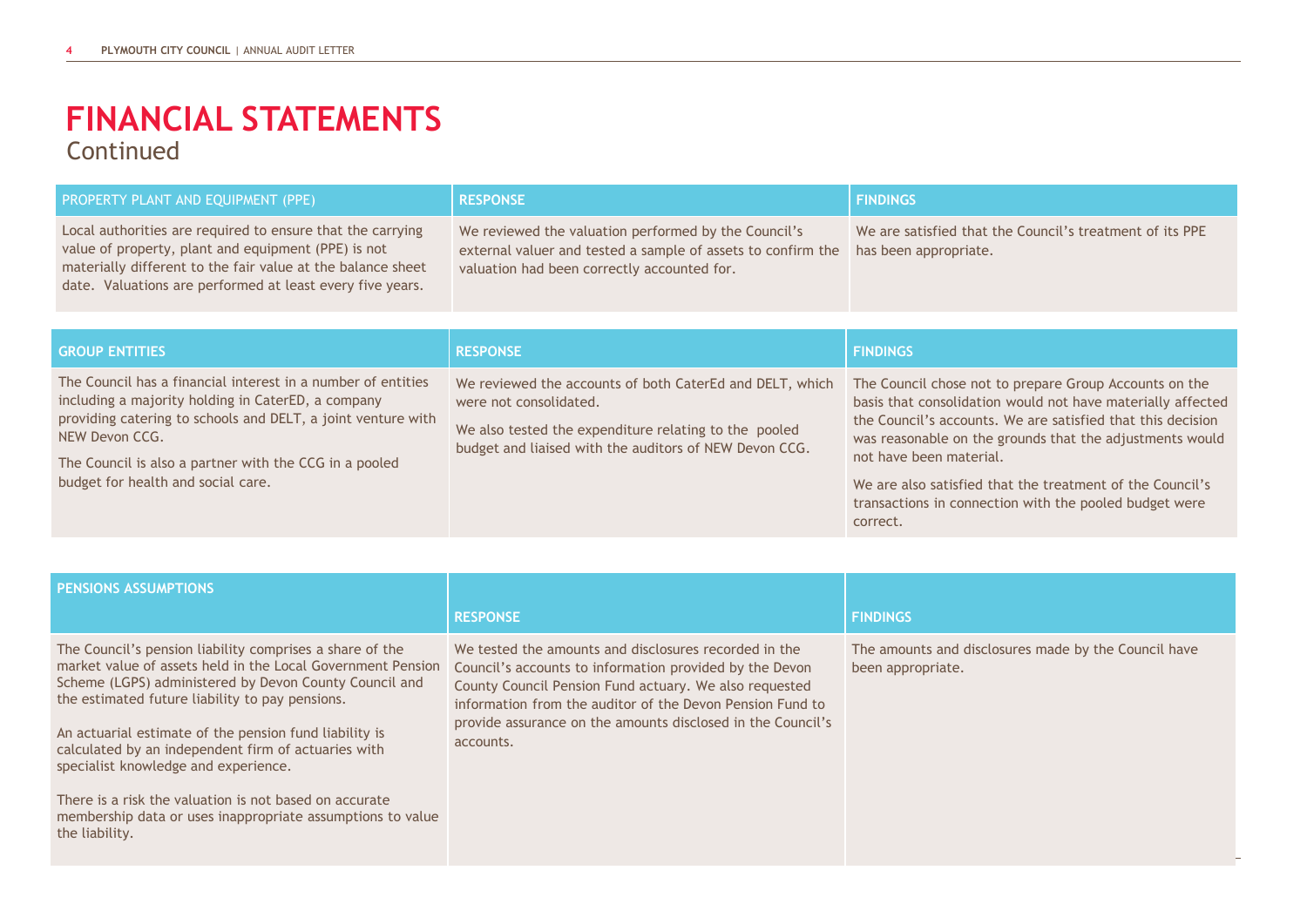# FINANCIAL STATEMENTS

Continued

| PROPERTY PLANT AND EQUIPMENT (PPE) | RESPONSE | FINDINGS |
|---|---|---|
| Local authorities are required to ensure that the carrying value of property, plant and equipment (PPE) is not materially different to the fair value at the balance sheet date. Valuations are performed at least every five years. | We reviewed the valuation performed by the Council's external valuer and tested a sample of assets to confirm the valuation had been correctly accounted for. | We are satisfied that the Council's treatment of its PPE has been appropriate. |

| GROUP ENTITIES | RESPONSE | FINDINGS |
|---|---|---|
| The Council has a financial interest in a number of entities including a majority holding in CaterED, a company providing catering to schools and DELT, a joint venture with NEW Devon CCG.<br><br>The Council is also a partner with the CCG in a pooled budget for health and social care. | We reviewed the accounts of both CaterEd and DELT, which were not consolidated.<br><br>We also tested the expenditure relating to the pooled budget and liaised with the auditors of NEW Devon CCG. | The Council chose not to prepare Group Accounts on the basis that consolidation would not have materially affected the Council's accounts. We are satisfied that this decision was reasonable on the grounds that the adjustments would not have been material.<br><br>We are also satisfied that the treatment of the Council's transactions in connection with the pooled budget were correct. |

| PENSIONS ASSUMPTIONS | RESPONSE | FINDINGS |
|---|---|---|
| The Council's pension liability comprises a share of the market value of assets held in the Local Government Pension Scheme (LGPS) administered by Devon County Council and the estimated future liability to pay pensions.<br><br>An actuarial estimate of the pension fund liability is calculated by an independent firm of actuaries with specialist knowledge and experience.<br><br>There is a risk the valuation is not based on accurate membership data or uses inappropriate assumptions to value the liability. | We tested the amounts and disclosures recorded in the Council's accounts to information provided by the Devon County Council Pension Fund actuary. We also requested information from the auditor of the Devon Pension Fund to provide assurance on the amounts disclosed in the Council's accounts. | The amounts and disclosures made by the Council have been appropriate. |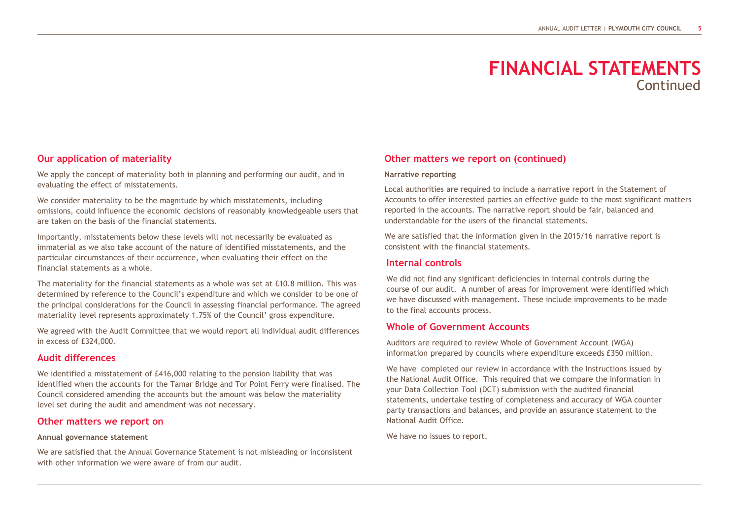# FINANCIAL STATEMENTS
Continued

## Our application of materiality

We apply the concept of materiality both in planning and performing our audit, and in evaluating the effect of misstatements.

We consider materiality to be the magnitude by which misstatements, including omissions, could influence the economic decisions of reasonably knowledgeable users that are taken on the basis of the financial statements.

Importantly, misstatements below these levels will not necessarily be evaluated as immaterial as we also take account of the nature of identified misstatements, and the particular circumstances of their occurrence, when evaluating their effect on the financial statements as a whole.

The materiality for the financial statements as a whole was set at £10.8 million. This was determined by reference to the Council's expenditure and which we consider to be one of the principal considerations for the Council in assessing financial performance. The agreed materiality level represents approximately 1.75% of the Council' gross expenditure.

We agreed with the Audit Committee that we would report all individual audit differences in excess of £324,000.

## Audit differences

We identified a misstatement of £416,000 relating to the pension liability that was identified when the accounts for the Tamar Bridge and Tor Point Ferry were finalised. The Council considered amending the accounts but the amount was below the materiality level set during the audit and amendment was not necessary.

## Other matters we report on

**Annual governance statement**

We are satisfied that the Annual Governance Statement is not misleading or inconsistent with other information we were aware of from our audit.

## Other matters we report on (continued)

**Narrative reporting**

Local authorities are required to include a narrative report in the Statement of Accounts to offer interested parties an effective guide to the most significant matters reported in the accounts. The narrative report should be fair, balanced and understandable for the users of the financial statements.

We are satisfied that the information given in the 2015/16 narrative report is consistent with the financial statements.

## Internal controls

We did not find any significant deficiencies in internal controls during the course of our audit. A number of areas for improvement were identified which we have discussed with management. These include improvements to be made to the final accounts process.

## Whole of Government Accounts

Auditors are required to review Whole of Government Account (WGA) information prepared by councils where expenditure exceeds £350 million.

We have completed our review in accordance with the Instructions issued by the National Audit Office. This required that we compare the information in your Data Collection Tool (DCT) submission with the audited financial statements, undertake testing of completeness and accuracy of WGA counter party transactions and balances, and provide an assurance statement to the National Audit Office.

We have no issues to report.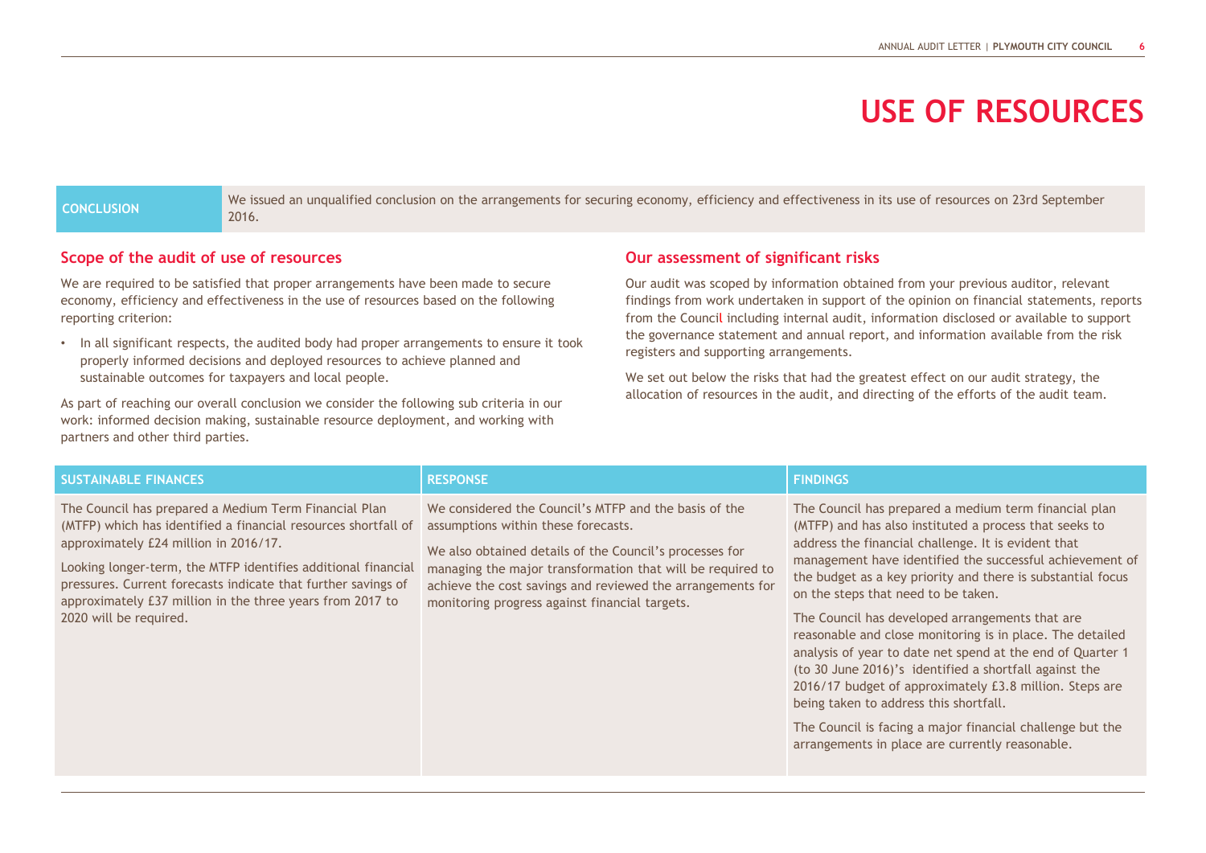# USE OF RESOURCES

| CONCLUSION | We issued an unqualified conclusion on the arrangements for securing economy, efficiency and effectiveness in its use of resources on 23rd September 2016. |
|---|---|

## Scope of the audit of use of resources

We are required to be satisfied that proper arrangements have been made to secure economy, efficiency and effectiveness in the use of resources based on the following reporting criterion:

- In all significant respects, the audited body had proper arrangements to ensure it took properly informed decisions and deployed resources to achieve planned and sustainable outcomes for taxpayers and local people.

As part of reaching our overall conclusion we consider the following sub criteria in our work: informed decision making, sustainable resource deployment, and working with partners and other third parties.

## Our assessment of significant risks

Our audit was scoped by information obtained from your previous auditor, relevant findings from work undertaken in support of the opinion on financial statements, reports from the Council including internal audit, information disclosed or available to support the governance statement and annual report, and information available from the risk registers and supporting arrangements.

We set out below the risks that had the greatest effect on our audit strategy, the allocation of resources in the audit, and directing of the efforts of the audit team.

| SUSTAINABLE FINANCES | RESPONSE | FINDINGS |
|---|---|---|
| The Council has prepared a Medium Term Financial Plan (MTFP) which has identified a financial resources shortfall of approximately £24 million in 2016/17.<br><br>Looking longer-term, the MTFP identifies additional financial pressures. Current forecasts indicate that further savings of approximately £37 million in the three years from 2017 to 2020 will be required. | We considered the Council's MTFP and the basis of the assumptions within these forecasts.<br><br>We also obtained details of the Council's processes for managing the major transformation that will be required to achieve the cost savings and reviewed the arrangements for monitoring progress against financial targets. | The Council has prepared a medium term financial plan (MTFP) and has also instituted a process that seeks to address the financial challenge. It is evident that management have identified the successful achievement of the budget as a key priority and there is substantial focus on the steps that need to be taken.<br><br>The Council has developed arrangements that are reasonable and close monitoring is in place. The detailed analysis of year to date net spend at the end of Quarter 1 (to 30 June 2016)'s identified a shortfall against the 2016/17 budget of approximately £3.8 million. Steps are being taken to address this shortfall.<br><br>The Council is facing a major financial challenge but the arrangements in place are currently reasonable. |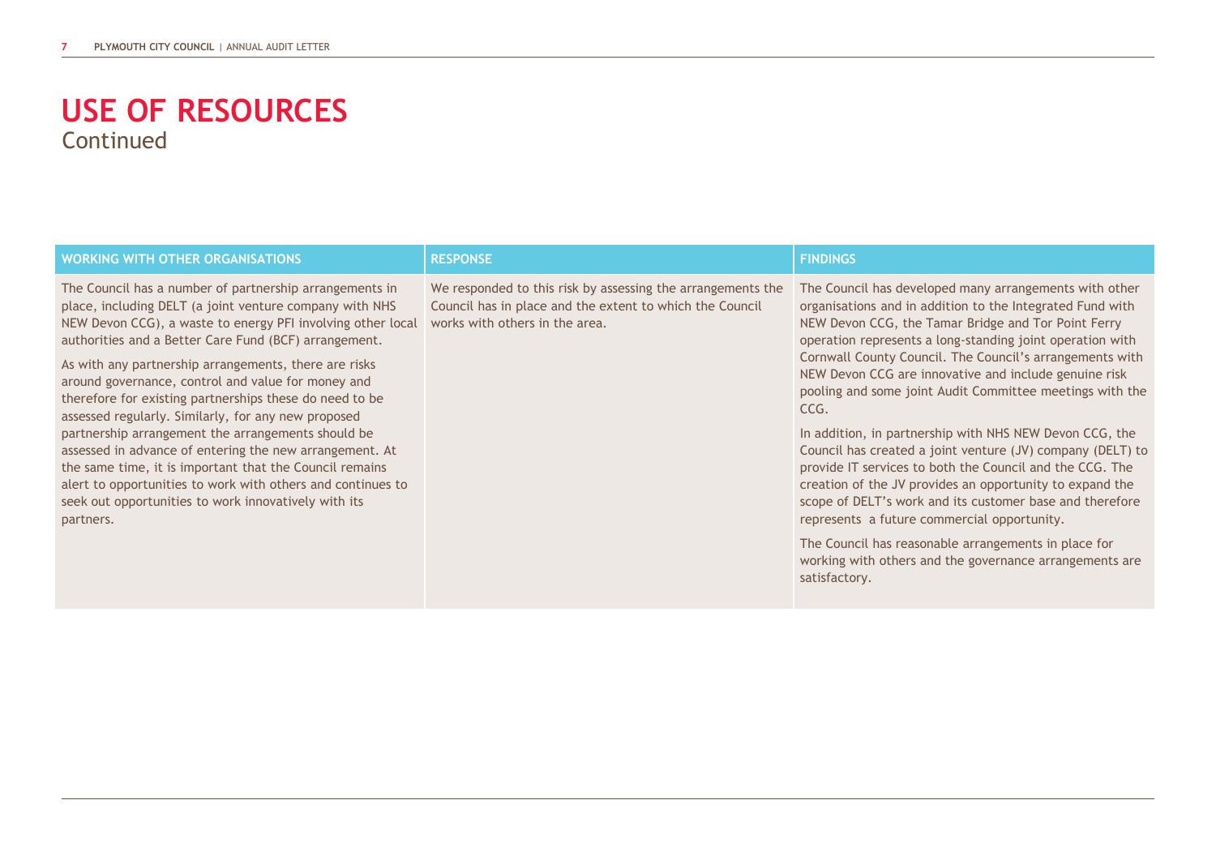# USE OF RESOURCES
Continued

| WORKING WITH OTHER ORGANISATIONS | RESPONSE | FINDINGS |
|---|---|---|
| The Council has a number of partnership arrangements in place, including DELT (a joint venture company with NHS NEW Devon CCG), a waste to energy PFI involving other local authorities and a Better Care Fund (BCF) arrangement.<br><br>As with any partnership arrangements, there are risks around governance, control and value for money and therefore for existing partnerships these do need to be assessed regularly. Similarly, for any new proposed partnership arrangement the arrangements should be assessed in advance of entering the new arrangement. At the same time, it is important that the Council remains alert to opportunities to work with others and continues to seek out opportunities to work innovatively with its partners. | We responded to this risk by assessing the arrangements the Council has in place and the extent to which the Council works with others in the area. | The Council has developed many arrangements with other organisations and in addition to the Integrated Fund with NEW Devon CCG, the Tamar Bridge and Tor Point Ferry operation represents a long-standing joint operation with Cornwall County Council. The Council's arrangements with NEW Devon CCG are innovative and include genuine risk pooling and some joint Audit Committee meetings with the CCG.<br><br>In addition, in partnership with NHS NEW Devon CCG, the Council has created a joint venture (JV) company (DELT) to provide IT services to both the Council and the CCG. The creation of the JV provides an opportunity to expand the scope of DELT's work and its customer base and therefore represents a future commercial opportunity.<br><br>The Council has reasonable arrangements in place for working with others and the governance arrangements are satisfactory. |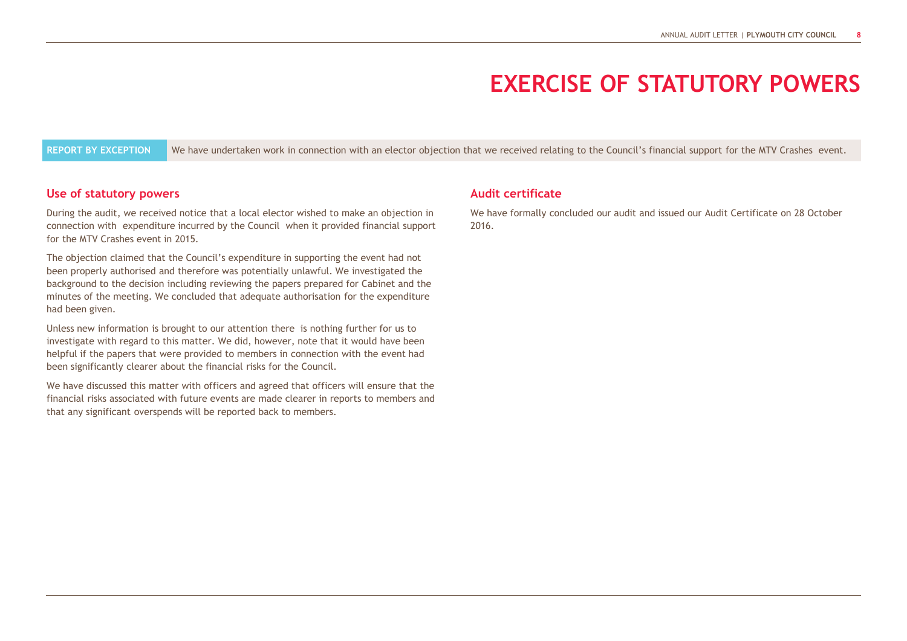# EXERCISE OF STATUTORY POWERS

**REPORT BY EXCEPTION** We have undertaken work in connection with an elector objection that we received relating to the Council's financial support for the MTV Crashes event.

## Use of statutory powers

During the audit, we received notice that a local elector wished to make an objection in connection with expenditure incurred by the Council when it provided financial support for the MTV Crashes event in 2015.

The objection claimed that the Council's expenditure in supporting the event had not been properly authorised and therefore was potentially unlawful. We investigated the background to the decision including reviewing the papers prepared for Cabinet and the minutes of the meeting. We concluded that adequate authorisation for the expenditure had been given.

Unless new information is brought to our attention there is nothing further for us to investigate with regard to this matter. We did, however, note that it would have been helpful if the papers that were provided to members in connection with the event had been significantly clearer about the financial risks for the Council.

We have discussed this matter with officers and agreed that officers will ensure that the financial risks associated with future events are made clearer in reports to members and that any significant overspends will be reported back to members.

## Audit certificate

We have formally concluded our audit and issued our Audit Certificate on 28 October 2016.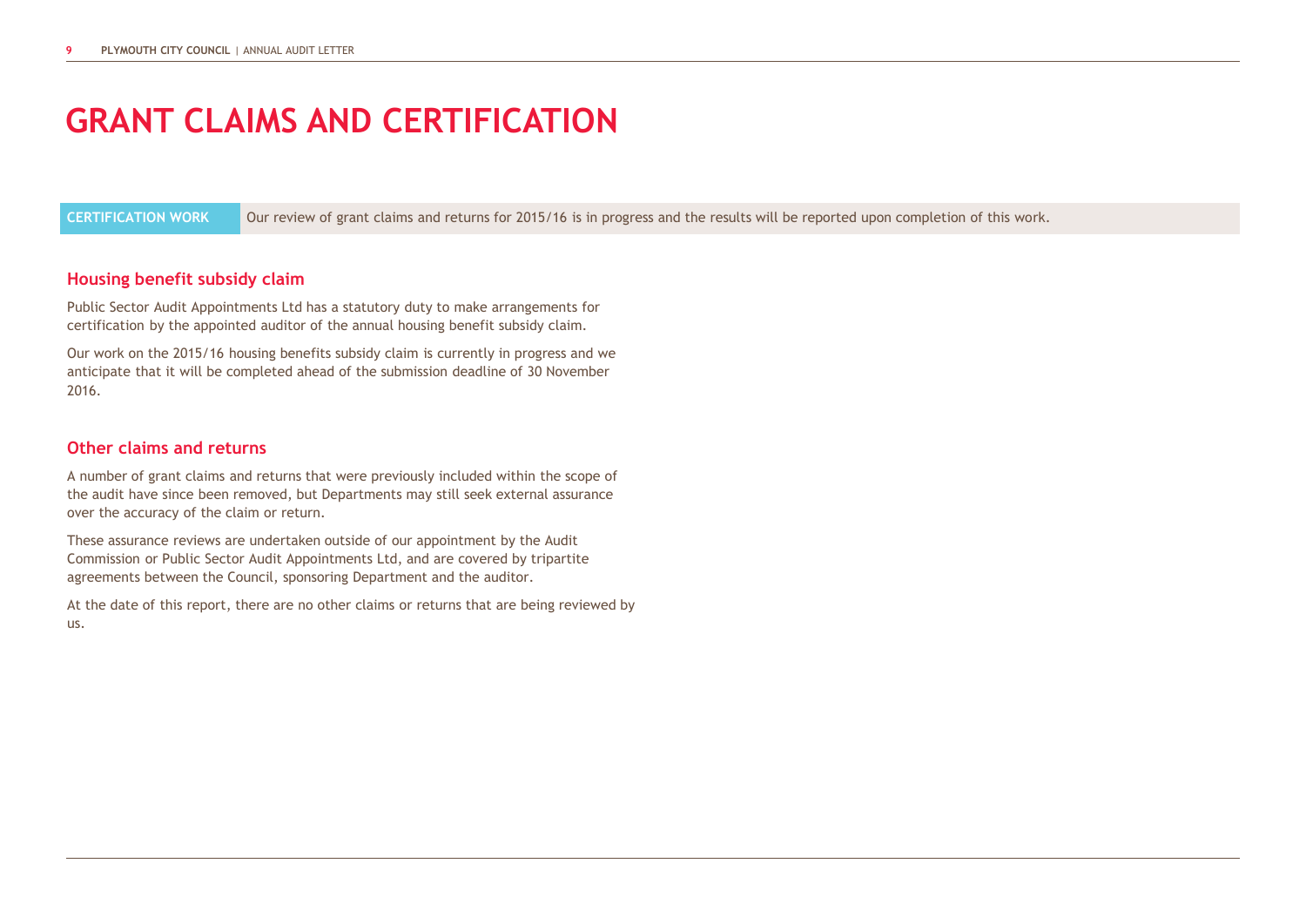# GRANT CLAIMS AND CERTIFICATION

| CERTIFICATION WORK | Our review of grant claims and returns for 2015/16 is in progress and the results will be reported upon completion of this work. |
| --- | --- |

## Housing benefit subsidy claim

Public Sector Audit Appointments Ltd has a statutory duty to make arrangements for certification by the appointed auditor of the annual housing benefit subsidy claim.

Our work on the 2015/16 housing benefits subsidy claim is currently in progress and we anticipate that it will be completed ahead of the submission deadline of 30 November 2016.

## Other claims and returns

A number of grant claims and returns that were previously included within the scope of the audit have since been removed, but Departments may still seek external assurance over the accuracy of the claim or return.

These assurance reviews are undertaken outside of our appointment by the Audit Commission or Public Sector Audit Appointments Ltd, and are covered by tripartite agreements between the Council, sponsoring Department and the auditor.

At the date of this report, there are no other claims or returns that are being reviewed by us.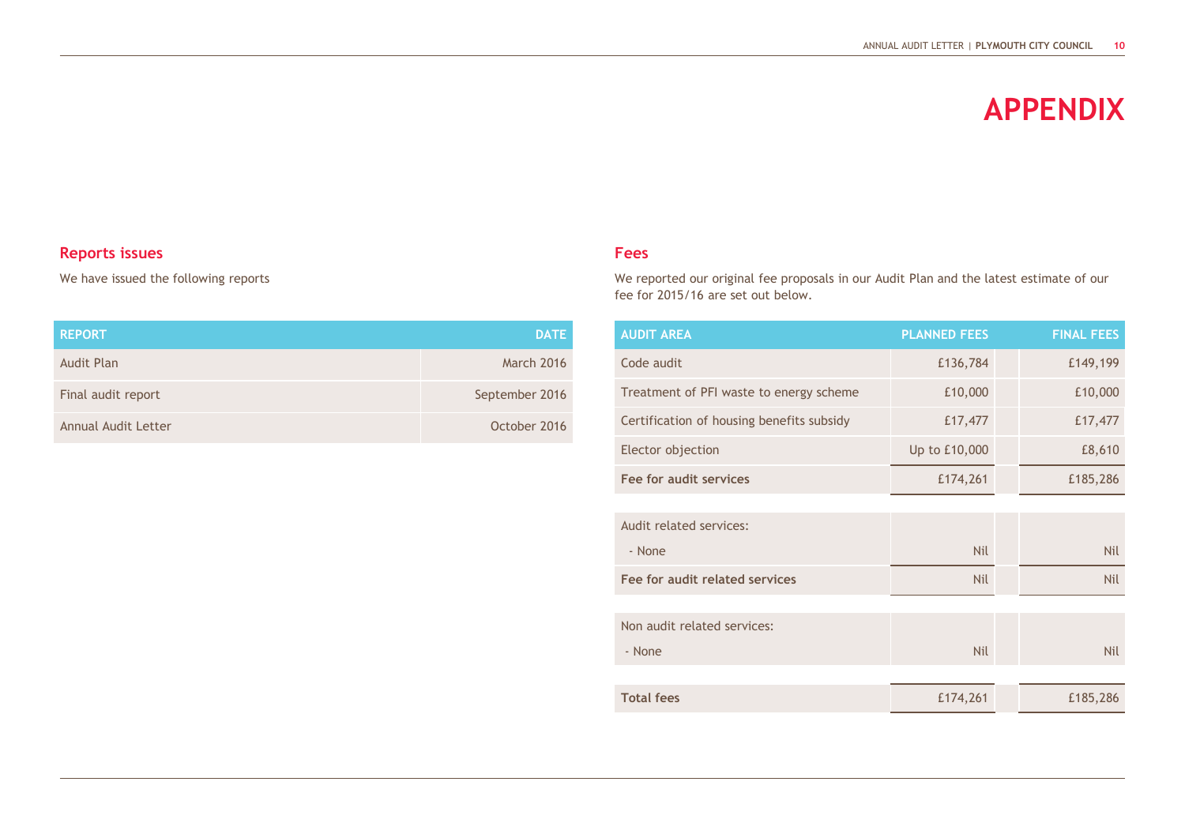# APPENDIX

## Reports issues

We have issued the following reports

| REPORT | DATE |
|---|---|
| Audit Plan | March 2016 |
| Final audit report | September 2016 |
| Annual Audit Letter | October 2016 |

## Fees

We reported our original fee proposals in our Audit Plan and the latest estimate of our fee for 2015/16 are set out below.

| AUDIT AREA | PLANNED FEES | FINAL FEES |
|---|---|---|
| Code audit | £136,784 | £149,199 |
| Treatment of PFI waste to energy scheme | £10,000 | £10,000 |
| Certification of housing benefits subsidy | £17,477 | £17,477 |
| Elector objection | Up to £10,000 | £8,610 |
| **Fee for audit services** | £174,261 | £185,286 |
| Audit related services: | | |
| - None | Nil | Nil |
| **Fee for audit related services** | Nil | Nil |
| Non audit related services: | | |
| - None | Nil | Nil |
| **Total fees** | £174,261 | £185,286 |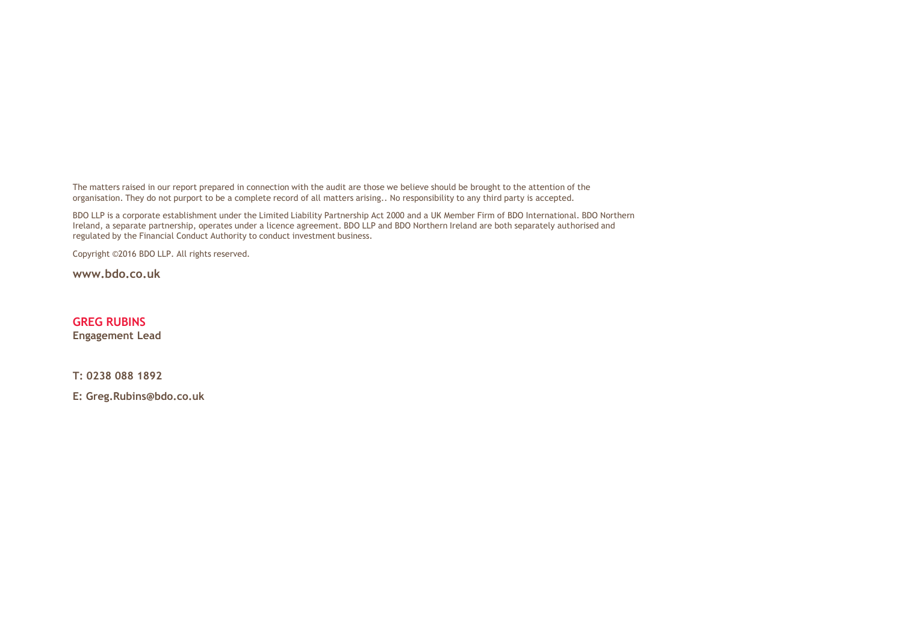The matters raised in our report prepared in connection with the audit are those we believe should be brought to the attention of the organisation. They do not purport to be a complete record of all matters arising.. No responsibility to any third party is accepted.

BDO LLP is a corporate establishment under the Limited Liability Partnership Act 2000 and a UK Member Firm of BDO International. BDO Northern Ireland, a separate partnership, operates under a licence agreement. BDO LLP and BDO Northern Ireland are both separately authorised and regulated by the Financial Conduct Authority to conduct investment business.

Copyright ©2016 BDO LLP. All rights reserved.

**www.bdo.co.uk**

**GREG RUBINS**
**Engagement Lead**

**T: 0238 088 1892**

**E: Greg.Rubins@bdo.co.uk**